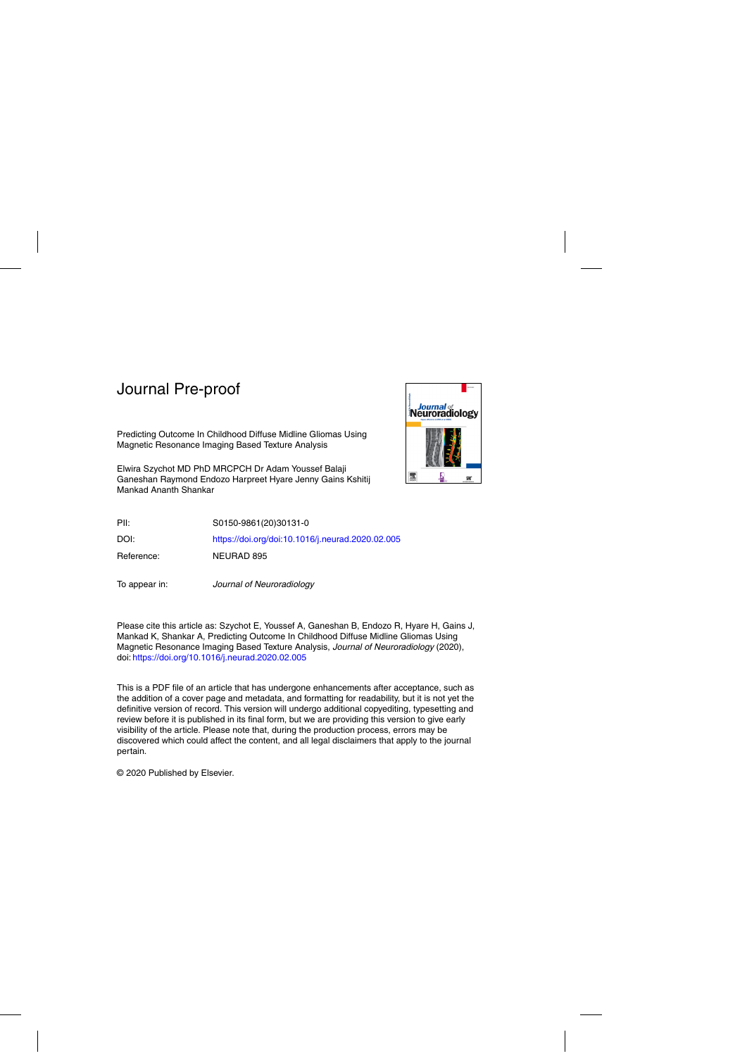# Journal Pre-proof

Predicting Outcome In Childhood Diffuse Midline Gliomas Using Magnetic Resonance Imaging Based Texture Analysis

Elwira Szychot MD PhD MRCPCH Dr Adam Youssef Balaji Ganeshan Raymond Endozo Harpreet Hyare Jenny Gains Kshitij Mankad Ananth Shankar

| | |
|---|---|
| PII: | S0150-9861(20)30131-0 |
| DOI: | https://doi.org/doi:10.1016/j.neurad.2020.02.005 |
| Reference: | NEURAD 895 |
| To appear in: | *Journal of Neuroradiology* |

Please cite this article as: Szychot E, Youssef A, Ganeshan B, Endozo R, Hyare H, Gains J, Mankad K, Shankar A, Predicting Outcome In Childhood Diffuse Midline Gliomas Using Magnetic Resonance Imaging Based Texture Analysis, *Journal of Neuroradiology* (2020), doi: https://doi.org/10.1016/j.neurad.2020.02.005

This is a PDF file of an article that has undergone enhancements after acceptance, such as the addition of a cover page and metadata, and formatting for readability, but it is not yet the definitive version of record. This version will undergo additional copyediting, typesetting and review before it is published in its final form, but we are providing this version to give early visibility of the article. Please note that, during the production process, errors may be discovered which could affect the content, and all legal disclaimers that apply to the journal pertain.

© 2020 Published by Elsevier.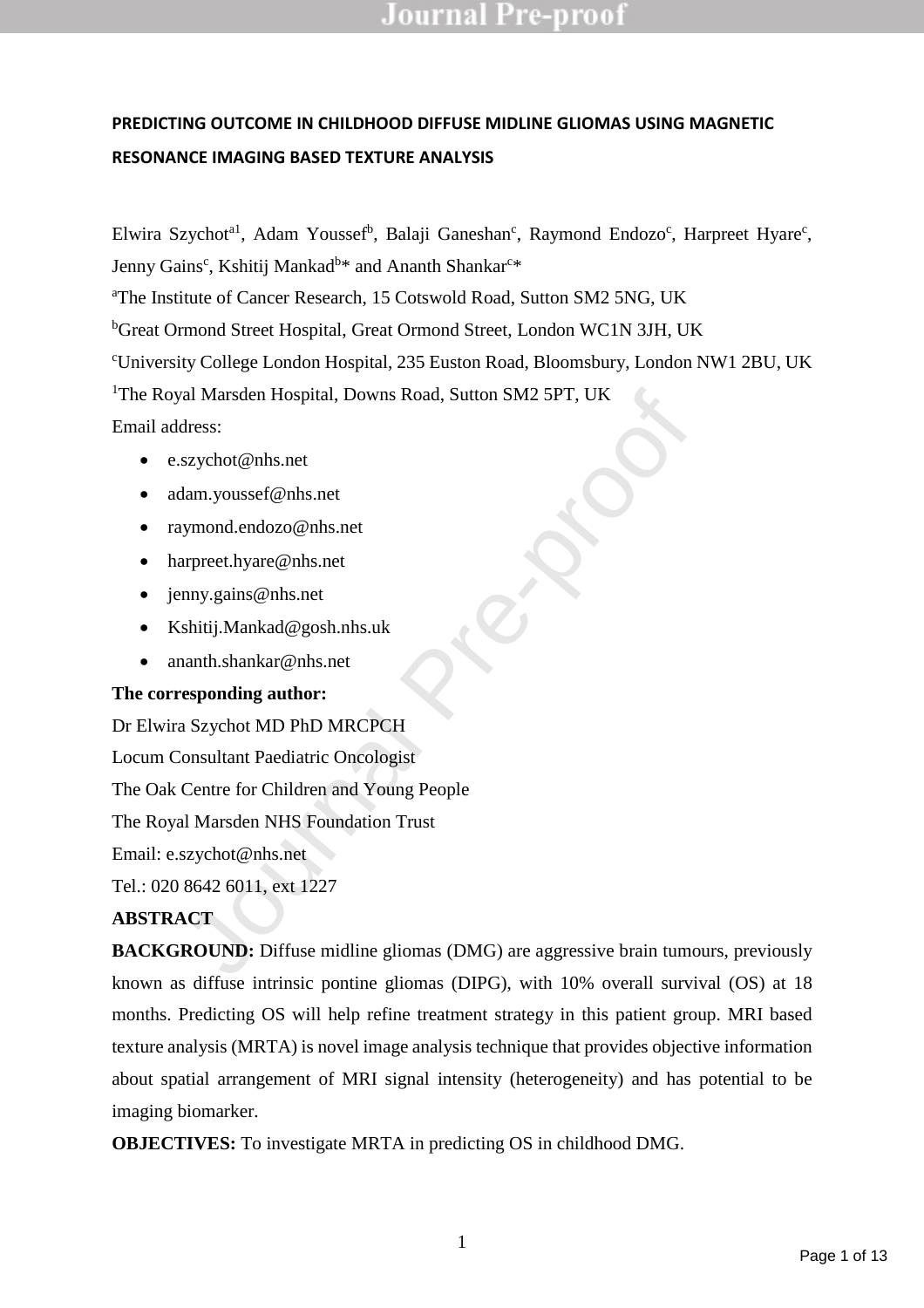**PREDICTING OUTCOME IN CHILDHOOD DIFFUSE MIDLINE GLIOMAS USING MAGNETIC RESONANCE IMAGING BASED TEXTURE ANALYSIS**

Elwira Szychot[a1], Adam Youssef[b], Balaji Ganeshan[c], Raymond Endozo[c], Harpreet Hyare[c], Jenny Gains[c], Kshitij Mankad[b]* and Ananth Shankar[c]*

[a]The Institute of Cancer Research, 15 Cotswold Road, Sutton SM2 5NG, UK

[b]Great Ormond Street Hospital, Great Ormond Street, London WC1N 3JH, UK

[c]University College London Hospital, 235 Euston Road, Bloomsbury, London NW1 2BU, UK

[1]The Royal Marsden Hospital, Downs Road, Sutton SM2 5PT, UK

Email address:

- e.szychot@nhs.net
- adam.youssef@nhs.net
- raymond.endozo@nhs.net
- harpreet.hyare@nhs.net
- jenny.gains@nhs.net
- Kshitij.Mankad@gosh.nhs.uk
- ananth.shankar@nhs.net

**The corresponding author:**

Dr Elwira Szychot MD PhD MRCPCH

Locum Consultant Paediatric Oncologist

The Oak Centre for Children and Young People

The Royal Marsden NHS Foundation Trust

Email: e.szychot@nhs.net

Tel.: 020 8642 6011, ext 1227

**ABSTRACT**

**BACKGROUND:** Diffuse midline gliomas (DMG) are aggressive brain tumours, previously known as diffuse intrinsic pontine gliomas (DIPG), with 10% overall survival (OS) at 18 months. Predicting OS will help refine treatment strategy in this patient group. MRI based texture analysis (MRTA) is novel image analysis technique that provides objective information about spatial arrangement of MRI signal intensity (heterogeneity) and has potential to be imaging biomarker.

**OBJECTIVES:** To investigate MRTA in predicting OS in childhood DMG.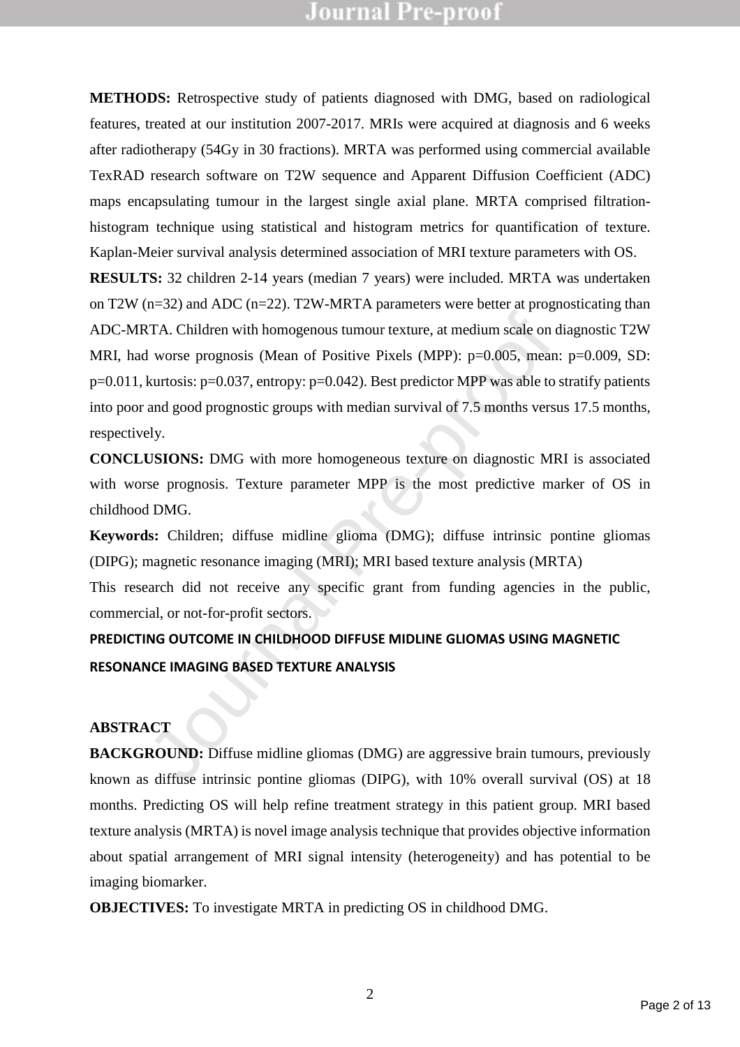**METHODS:** Retrospective study of patients diagnosed with DMG, based on radiological features, treated at our institution 2007-2017. MRIs were acquired at diagnosis and 6 weeks after radiotherapy (54Gy in 30 fractions). MRTA was performed using commercial available TexRAD research software on T2W sequence and Apparent Diffusion Coefficient (ADC) maps encapsulating tumour in the largest single axial plane. MRTA comprised filtration-histogram technique using statistical and histogram metrics for quantification of texture. Kaplan-Meier survival analysis determined association of MRI texture parameters with OS.

**RESULTS:** 32 children 2-14 years (median 7 years) were included. MRTA was undertaken on T2W (n=32) and ADC (n=22). T2W-MRTA parameters were better at prognosticating than ADC-MRTA. Children with homogenous tumour texture, at medium scale on diagnostic T2W MRI, had worse prognosis (Mean of Positive Pixels (MPP): p=0.005, mean: p=0.009, SD: p=0.011, kurtosis: p=0.037, entropy: p=0.042). Best predictor MPP was able to stratify patients into poor and good prognostic groups with median survival of 7.5 months versus 17.5 months, respectively.

**CONCLUSIONS:** DMG with more homogeneous texture on diagnostic MRI is associated with worse prognosis. Texture parameter MPP is the most predictive marker of OS in childhood DMG.

**Keywords:** Children; diffuse midline glioma (DMG); diffuse intrinsic pontine gliomas (DIPG); magnetic resonance imaging (MRI); MRI based texture analysis (MRTA)

This research did not receive any specific grant from funding agencies in the public, commercial, or not-for-profit sectors.

# PREDICTING OUTCOME IN CHILDHOOD DIFFUSE MIDLINE GLIOMAS USING MAGNETIC RESONANCE IMAGING BASED TEXTURE ANALYSIS

## ABSTRACT

**BACKGROUND:** Diffuse midline gliomas (DMG) are aggressive brain tumours, previously known as diffuse intrinsic pontine gliomas (DIPG), with 10% overall survival (OS) at 18 months. Predicting OS will help refine treatment strategy in this patient group. MRI based texture analysis (MRTA) is novel image analysis technique that provides objective information about spatial arrangement of MRI signal intensity (heterogeneity) and has potential to be imaging biomarker.

**OBJECTIVES:** To investigate MRTA in predicting OS in childhood DMG.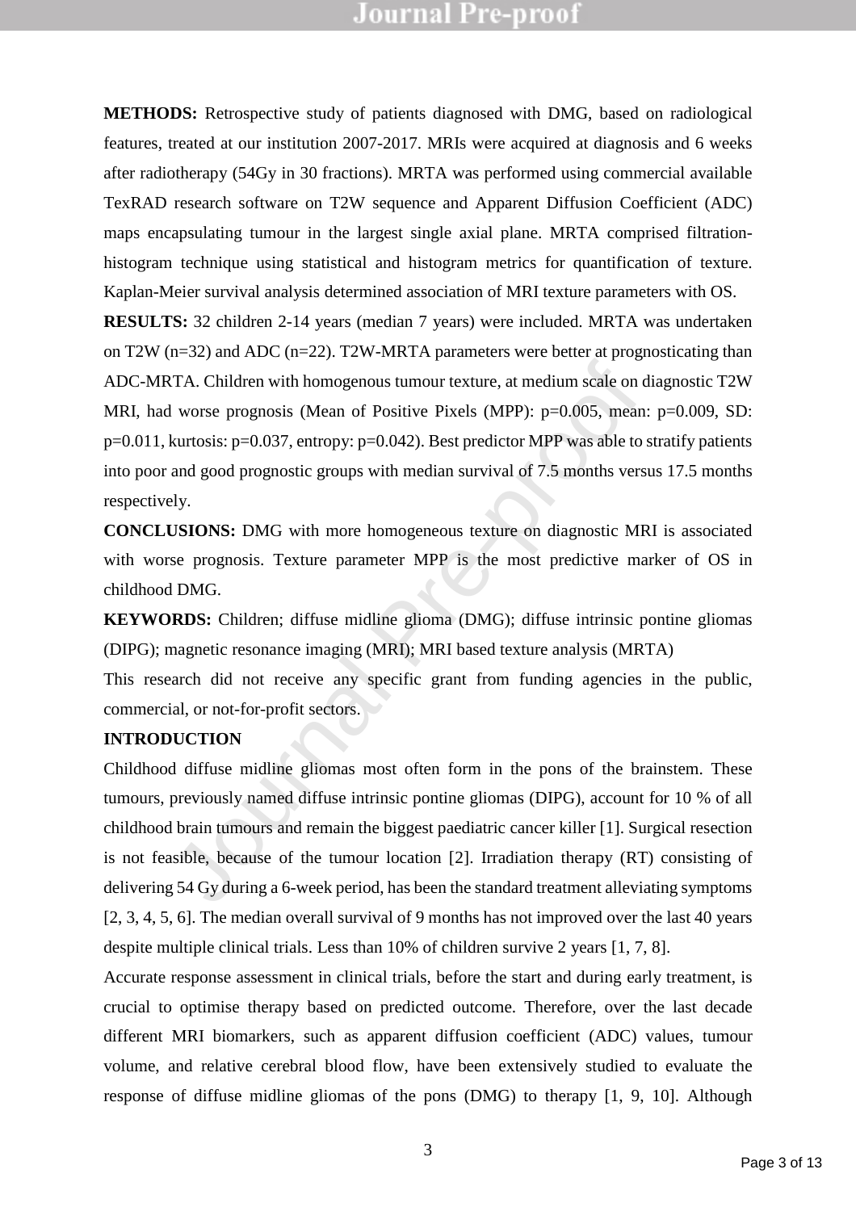**METHODS:** Retrospective study of patients diagnosed with DMG, based on radiological features, treated at our institution 2007-2017. MRIs were acquired at diagnosis and 6 weeks after radiotherapy (54Gy in 30 fractions). MRTA was performed using commercial available TexRAD research software on T2W sequence and Apparent Diffusion Coefficient (ADC) maps encapsulating tumour in the largest single axial plane. MRTA comprised filtration-histogram technique using statistical and histogram metrics for quantification of texture. Kaplan-Meier survival analysis determined association of MRI texture parameters with OS.

**RESULTS:** 32 children 2-14 years (median 7 years) were included. MRTA was undertaken on T2W (n=32) and ADC (n=22). T2W-MRTA parameters were better at prognosticating than ADC-MRTA. Children with homogenous tumour texture, at medium scale on diagnostic T2W MRI, had worse prognosis (Mean of Positive Pixels (MPP): p=0.005, mean: p=0.009, SD: p=0.011, kurtosis: p=0.037, entropy: p=0.042). Best predictor MPP was able to stratify patients into poor and good prognostic groups with median survival of 7.5 months versus 17.5 months respectively.

**CONCLUSIONS:** DMG with more homogeneous texture on diagnostic MRI is associated with worse prognosis. Texture parameter MPP is the most predictive marker of OS in childhood DMG.

**KEYWORDS:** Children; diffuse midline glioma (DMG); diffuse intrinsic pontine gliomas (DIPG); magnetic resonance imaging (MRI); MRI based texture analysis (MRTA)

This research did not receive any specific grant from funding agencies in the public, commercial, or not-for-profit sectors.

## INTRODUCTION

Childhood diffuse midline gliomas most often form in the pons of the brainstem. These tumours, previously named diffuse intrinsic pontine gliomas (DIPG), account for 10 % of all childhood brain tumours and remain the biggest paediatric cancer killer [1]. Surgical resection is not feasible, because of the tumour location [2]. Irradiation therapy (RT) consisting of delivering 54 Gy during a 6-week period, has been the standard treatment alleviating symptoms [2, 3, 4, 5, 6]. The median overall survival of 9 months has not improved over the last 40 years despite multiple clinical trials. Less than 10% of children survive 2 years [1, 7, 8].

Accurate response assessment in clinical trials, before the start and during early treatment, is crucial to optimise therapy based on predicted outcome. Therefore, over the last decade different MRI biomarkers, such as apparent diffusion coefficient (ADC) values, tumour volume, and relative cerebral blood flow, have been extensively studied to evaluate the response of diffuse midline gliomas of the pons (DMG) to therapy [1, 9, 10]. Although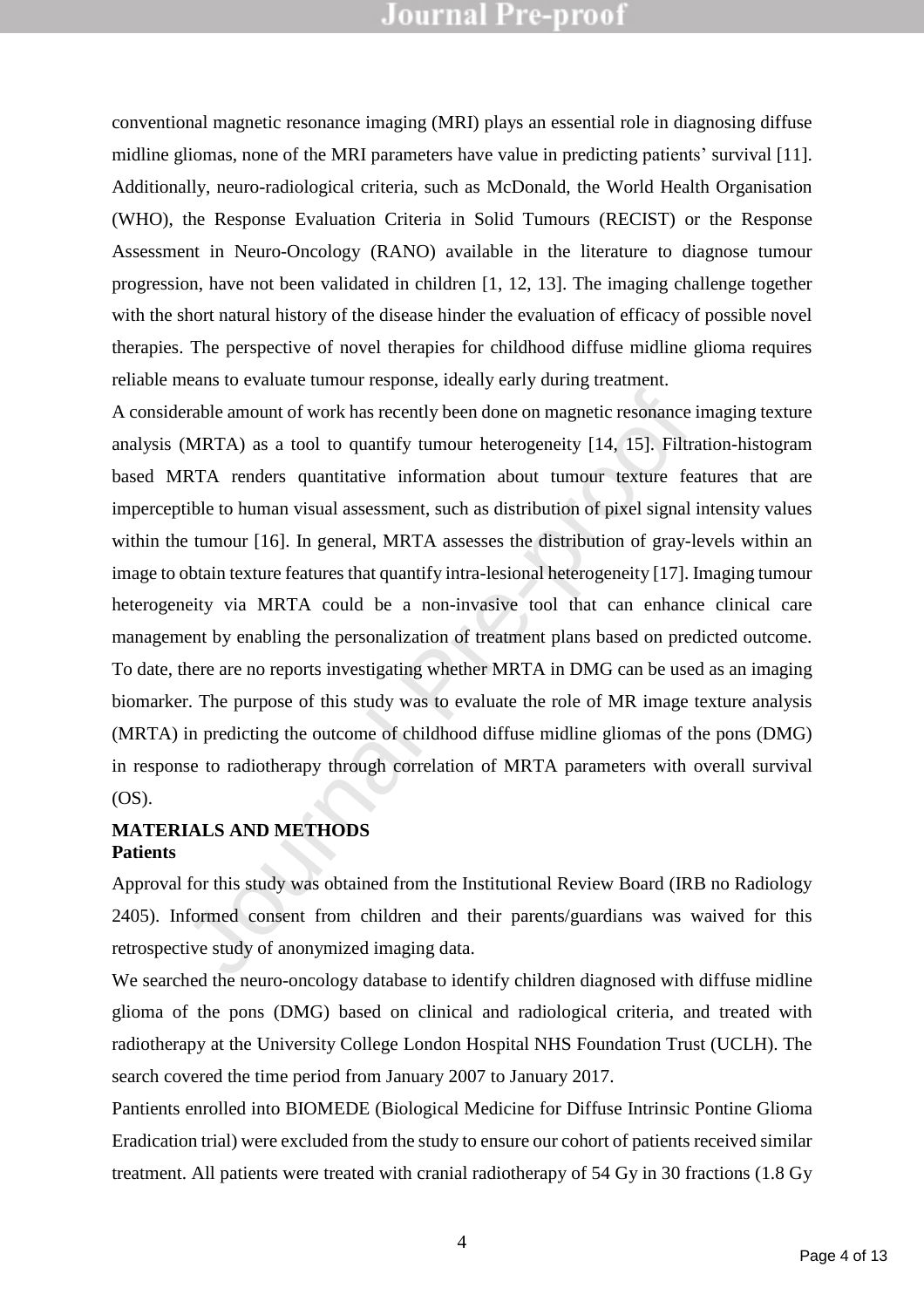conventional magnetic resonance imaging (MRI) plays an essential role in diagnosing diffuse midline gliomas, none of the MRI parameters have value in predicting patients' survival [11]. Additionally, neuro-radiological criteria, such as McDonald, the World Health Organisation (WHO), the Response Evaluation Criteria in Solid Tumours (RECIST) or the Response Assessment in Neuro-Oncology (RANO) available in the literature to diagnose tumour progression, have not been validated in children [1, 12, 13]. The imaging challenge together with the short natural history of the disease hinder the evaluation of efficacy of possible novel therapies. The perspective of novel therapies for childhood diffuse midline glioma requires reliable means to evaluate tumour response, ideally early during treatment.

A considerable amount of work has recently been done on magnetic resonance imaging texture analysis (MRTA) as a tool to quantify tumour heterogeneity [14, 15]. Filtration-histogram based MRTA renders quantitative information about tumour texture features that are imperceptible to human visual assessment, such as distribution of pixel signal intensity values within the tumour [16]. In general, MRTA assesses the distribution of gray-levels within an image to obtain texture features that quantify intra-lesional heterogeneity [17]. Imaging tumour heterogeneity via MRTA could be a non-invasive tool that can enhance clinical care management by enabling the personalization of treatment plans based on predicted outcome. To date, there are no reports investigating whether MRTA in DMG can be used as an imaging biomarker. The purpose of this study was to evaluate the role of MR image texture analysis (MRTA) in predicting the outcome of childhood diffuse midline gliomas of the pons (DMG) in response to radiotherapy through correlation of MRTA parameters with overall survival (OS).

## MATERIALS AND METHODS

### Patients

Approval for this study was obtained from the Institutional Review Board (IRB no Radiology 2405). Informed consent from children and their parents/guardians was waived for this retrospective study of anonymized imaging data.

We searched the neuro-oncology database to identify children diagnosed with diffuse midline glioma of the pons (DMG) based on clinical and radiological criteria, and treated with radiotherapy at the University College London Hospital NHS Foundation Trust (UCLH). The search covered the time period from January 2007 to January 2017.

Pantients enrolled into BIOMEDE (Biological Medicine for Diffuse Intrinsic Pontine Glioma Eradication trial) were excluded from the study to ensure our cohort of patients received similar treatment. All patients were treated with cranial radiotherapy of 54 Gy in 30 fractions (1.8 Gy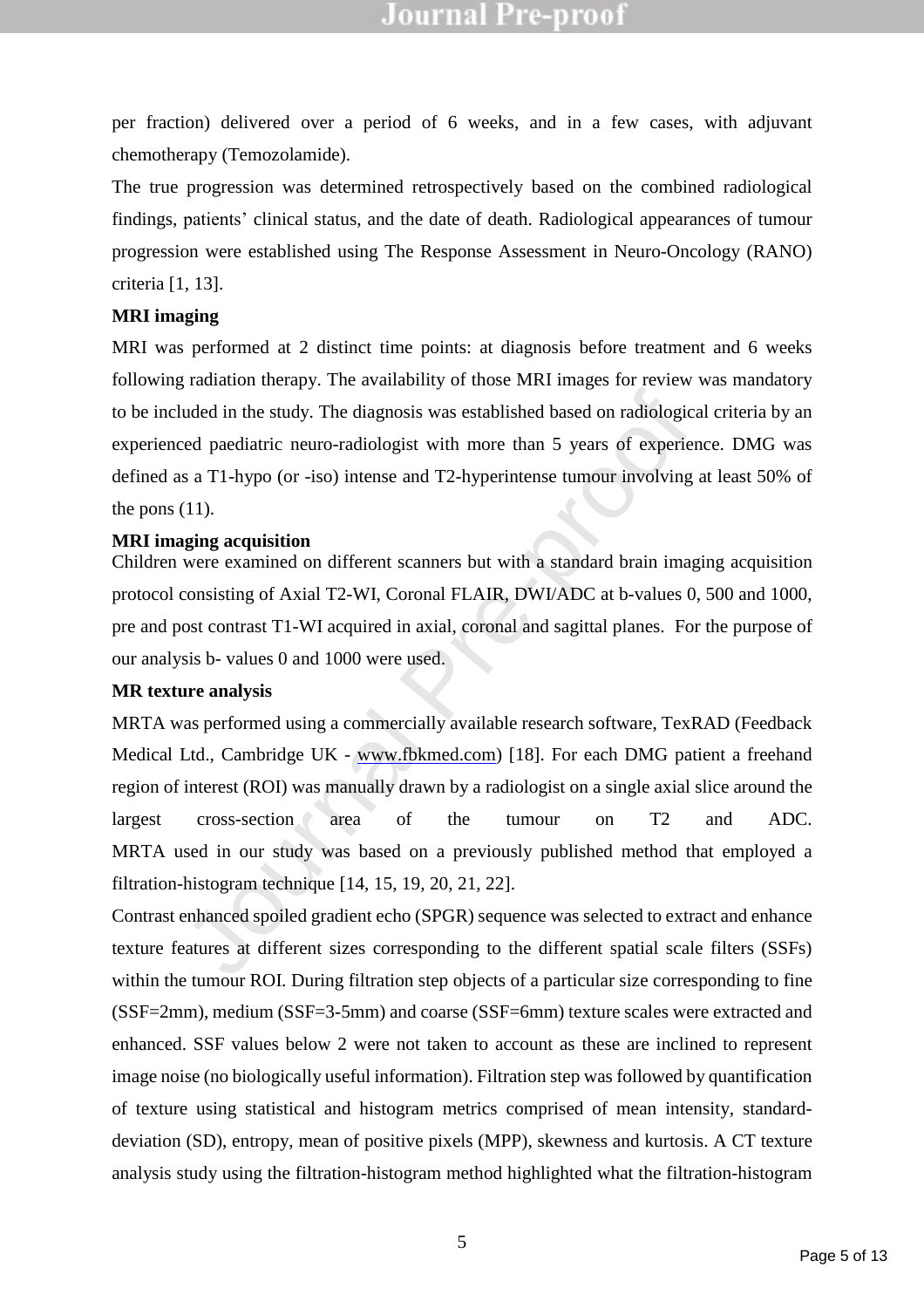per fraction) delivered over a period of 6 weeks, and in a few cases, with adjuvant chemotherapy (Temozolamide).

The true progression was determined retrospectively based on the combined radiological findings, patients' clinical status, and the date of death. Radiological appearances of tumour progression were established using The Response Assessment in Neuro-Oncology (RANO) criteria [1, 13].

**MRI imaging**

MRI was performed at 2 distinct time points: at diagnosis before treatment and 6 weeks following radiation therapy. The availability of those MRI images for review was mandatory to be included in the study. The diagnosis was established based on radiological criteria by an experienced paediatric neuro-radiologist with more than 5 years of experience. DMG was defined as a T1-hypo (or -iso) intense and T2-hyperintense tumour involving at least 50% of the pons (11).

**MRI imaging acquisition**

Children were examined on different scanners but with a standard brain imaging acquisition protocol consisting of Axial T2-WI, Coronal FLAIR, DWI/ADC at b-values 0, 500 and 1000, pre and post contrast T1-WI acquired in axial, coronal and sagittal planes. For the purpose of our analysis b- values 0 and 1000 were used.

**MR texture analysis**

MRTA was performed using a commercially available research software, TexRAD (Feedback Medical Ltd., Cambridge UK - www.fbkmed.com) [18]. For each DMG patient a freehand region of interest (ROI) was manually drawn by a radiologist on a single axial slice around the largest cross-section area of the tumour on T2 and ADC. MRTA used in our study was based on a previously published method that employed a filtration-histogram technique [14, 15, 19, 20, 21, 22].

Contrast enhanced spoiled gradient echo (SPGR) sequence was selected to extract and enhance texture features at different sizes corresponding to the different spatial scale filters (SSFs) within the tumour ROI. During filtration step objects of a particular size corresponding to fine (SSF=2mm), medium (SSF=3-5mm) and coarse (SSF=6mm) texture scales were extracted and enhanced. SSF values below 2 were not taken to account as these are inclined to represent image noise (no biologically useful information). Filtration step was followed by quantification of texture using statistical and histogram metrics comprised of mean intensity, standard-deviation (SD), entropy, mean of positive pixels (MPP), skewness and kurtosis. A CT texture analysis study using the filtration-histogram method highlighted what the filtration-histogram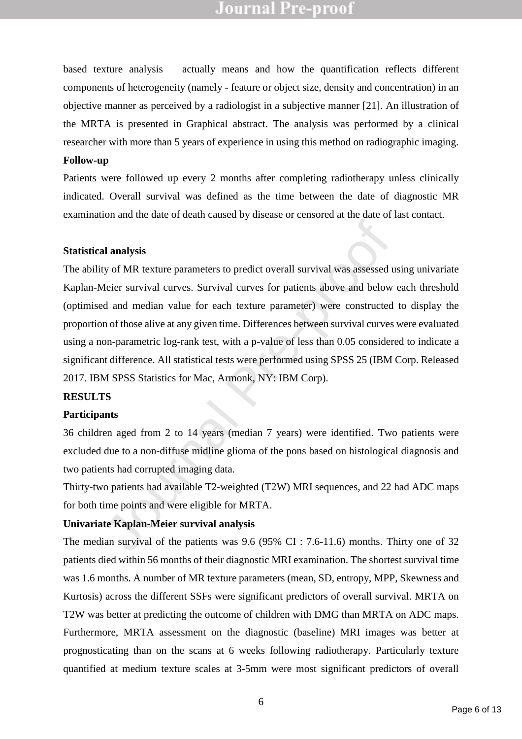based texture analysis actually means and how the quantification reflects different components of heterogeneity (namely - feature or object size, density and concentration) in an objective manner as perceived by a radiologist in a subjective manner [21]. An illustration of the MRTA is presented in Graphical abstract. The analysis was performed by a clinical researcher with more than 5 years of experience in using this method on radiographic imaging.

**Follow-up**

Patients were followed up every 2 months after completing radiotherapy unless clinically indicated. Overall survival was defined as the time between the date of diagnostic MR examination and the date of death caused by disease or censored at the date of last contact.

**Statistical analysis**

The ability of MR texture parameters to predict overall survival was assessed using univariate Kaplan-Meier survival curves. Survival curves for patients above and below each threshold (optimised and median value for each texture parameter) were constructed to display the proportion of those alive at any given time. Differences between survival curves were evaluated using a non-parametric log-rank test, with a p-value of less than 0.05 considered to indicate a significant difference. All statistical tests were performed using SPSS 25 (IBM Corp. Released 2017. IBM SPSS Statistics for Mac, Armonk, NY: IBM Corp).

**RESULTS**

**Participants**

36 children aged from 2 to 14 years (median 7 years) were identified. Two patients were excluded due to a non-diffuse midline glioma of the pons based on histological diagnosis and two patients had corrupted imaging data.

Thirty-two patients had available T2-weighted (T2W) MRI sequences, and 22 had ADC maps for both time points and were eligible for MRTA.

**Univariate Kaplan-Meier survival analysis**

The median survival of the patients was 9.6 (95% CI : 7.6-11.6) months. Thirty one of 32 patients died within 56 months of their diagnostic MRI examination. The shortest survival time was 1.6 months. A number of MR texture parameters (mean, SD, entropy, MPP, Skewness and Kurtosis) across the different SSFs were significant predictors of overall survival. MRTA on T2W was better at predicting the outcome of children with DMG than MRTA on ADC maps. Furthermore, MRTA assessment on the diagnostic (baseline) MRI images was better at prognosticating than on the scans at 6 weeks following radiotherapy. Particularly texture quantified at medium texture scales at 3-5mm were most significant predictors of overall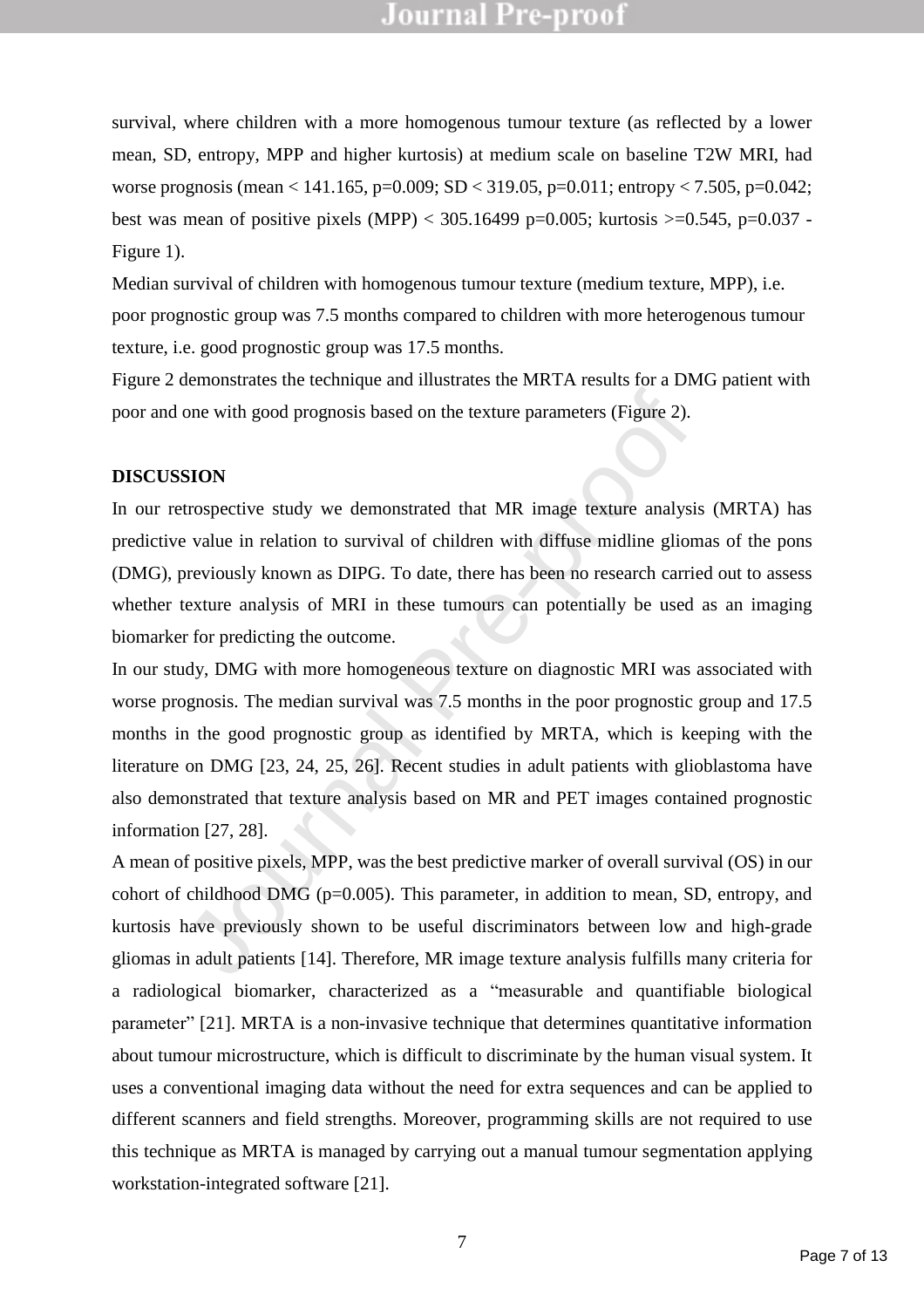survival, where children with a more homogenous tumour texture (as reflected by a lower mean, SD, entropy, MPP and higher kurtosis) at medium scale on baseline T2W MRI, had worse prognosis (mean < 141.165, p=0.009; SD < 319.05, p=0.011; entropy < 7.505, p=0.042; best was mean of positive pixels (MPP) < 305.16499 p=0.005; kurtosis >=0.545, p=0.037 - Figure 1).

Median survival of children with homogenous tumour texture (medium texture, MPP), i.e. poor prognostic group was 7.5 months compared to children with more heterogenous tumour texture, i.e. good prognostic group was 17.5 months.

Figure 2 demonstrates the technique and illustrates the MRTA results for a DMG patient with poor and one with good prognosis based on the texture parameters (Figure 2).

## DISCUSSION

In our retrospective study we demonstrated that MR image texture analysis (MRTA) has predictive value in relation to survival of children with diffuse midline gliomas of the pons (DMG), previously known as DIPG. To date, there has been no research carried out to assess whether texture analysis of MRI in these tumours can potentially be used as an imaging biomarker for predicting the outcome.

In our study, DMG with more homogeneous texture on diagnostic MRI was associated with worse prognosis. The median survival was 7.5 months in the poor prognostic group and 17.5 months in the good prognostic group as identified by MRTA, which is keeping with the literature on DMG [23, 24, 25, 26]. Recent studies in adult patients with glioblastoma have also demonstrated that texture analysis based on MR and PET images contained prognostic information [27, 28].

A mean of positive pixels, MPP, was the best predictive marker of overall survival (OS) in our cohort of childhood DMG (p=0.005). This parameter, in addition to mean, SD, entropy, and kurtosis have previously shown to be useful discriminators between low and high-grade gliomas in adult patients [14]. Therefore, MR image texture analysis fulfills many criteria for a radiological biomarker, characterized as a "measurable and quantifiable biological parameter" [21]. MRTA is a non-invasive technique that determines quantitative information about tumour microstructure, which is difficult to discriminate by the human visual system. It uses a conventional imaging data without the need for extra sequences and can be applied to different scanners and field strengths. Moreover, programming skills are not required to use this technique as MRTA is managed by carrying out a manual tumour segmentation applying workstation-integrated software [21].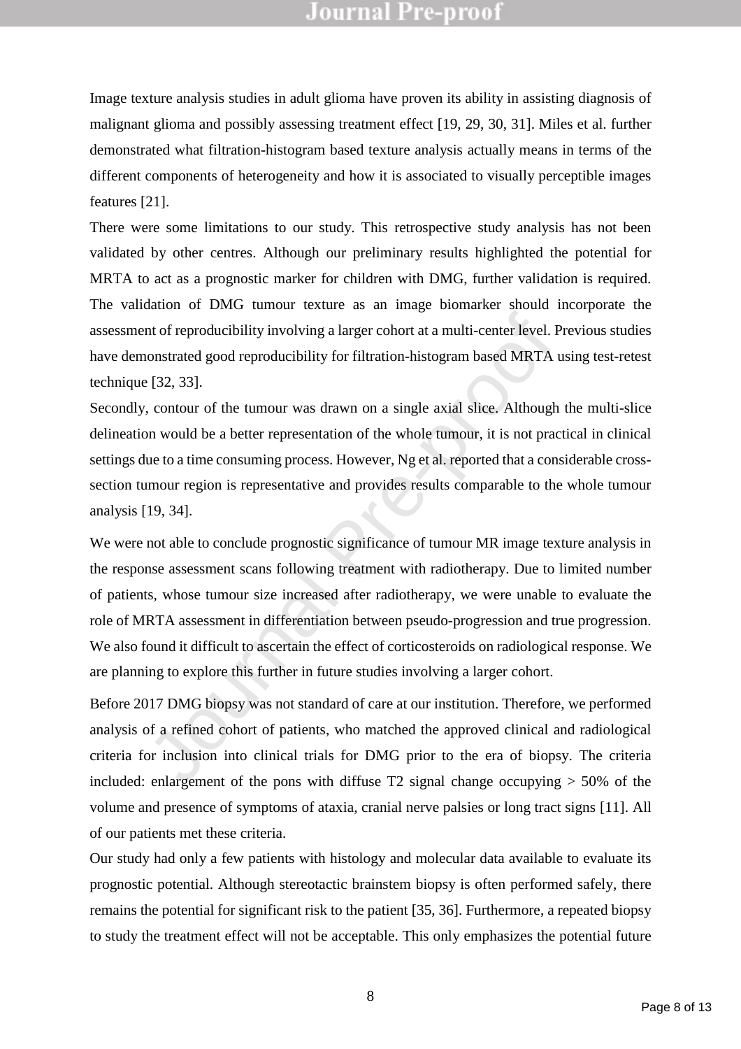Image texture analysis studies in adult glioma have proven its ability in assisting diagnosis of malignant glioma and possibly assessing treatment effect [19, 29, 30, 31]. Miles et al. further demonstrated what filtration-histogram based texture analysis actually means in terms of the different components of heterogeneity and how it is associated to visually perceptible images features [21].

There were some limitations to our study. This retrospective study analysis has not been validated by other centres. Although our preliminary results highlighted the potential for MRTA to act as a prognostic marker for children with DMG, further validation is required. The validation of DMG tumour texture as an image biomarker should incorporate the assessment of reproducibility involving a larger cohort at a multi-center level. Previous studies have demonstrated good reproducibility for filtration-histogram based MRTA using test-retest technique [32, 33].

Secondly, contour of the tumour was drawn on a single axial slice. Although the multi-slice delineation would be a better representation of the whole tumour, it is not practical in clinical settings due to a time consuming process. However, Ng et al. reported that a considerable cross-section tumour region is representative and provides results comparable to the whole tumour analysis [19, 34].

We were not able to conclude prognostic significance of tumour MR image texture analysis in the response assessment scans following treatment with radiotherapy. Due to limited number of patients, whose tumour size increased after radiotherapy, we were unable to evaluate the role of MRTA assessment in differentiation between pseudo-progression and true progression. We also found it difficult to ascertain the effect of corticosteroids on radiological response. We are planning to explore this further in future studies involving a larger cohort.

Before 2017 DMG biopsy was not standard of care at our institution. Therefore, we performed analysis of a refined cohort of patients, who matched the approved clinical and radiological criteria for inclusion into clinical trials for DMG prior to the era of biopsy. The criteria included: enlargement of the pons with diffuse T2 signal change occupying > 50% of the volume and presence of symptoms of ataxia, cranial nerve palsies or long tract signs [11]. All of our patients met these criteria.

Our study had only a few patients with histology and molecular data available to evaluate its prognostic potential. Although stereotactic brainstem biopsy is often performed safely, there remains the potential for significant risk to the patient [35, 36]. Furthermore, a repeated biopsy to study the treatment effect will not be acceptable. This only emphasizes the potential future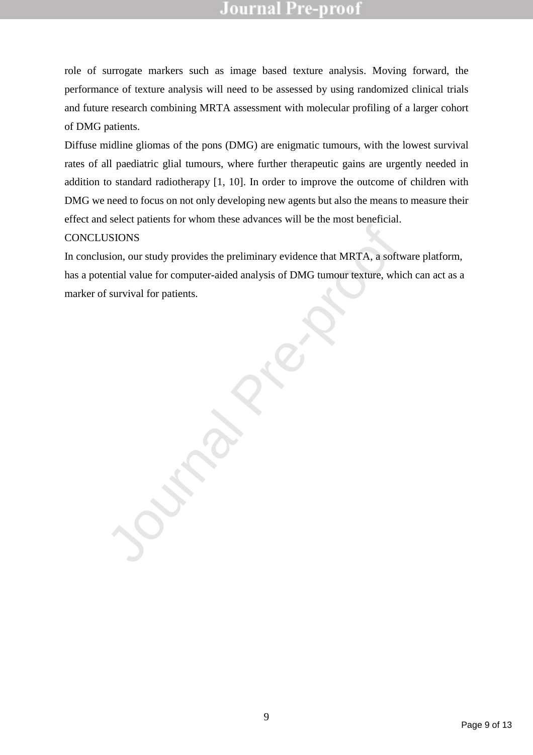role of surrogate markers such as image based texture analysis. Moving forward, the performance of texture analysis will need to be assessed by using randomized clinical trials and future research combining MRTA assessment with molecular profiling of a larger cohort of DMG patients.

Diffuse midline gliomas of the pons (DMG) are enigmatic tumours, with the lowest survival rates of all paediatric glial tumours, where further therapeutic gains are urgently needed in addition to standard radiotherapy [1, 10]. In order to improve the outcome of children with DMG we need to focus on not only developing new agents but also the means to measure their effect and select patients for whom these advances will be the most beneficial.

## CONCLUSIONS

In conclusion, our study provides the preliminary evidence that MRTA, a software platform, has a potential value for computer-aided analysis of DMG tumour texture, which can act as a marker of survival for patients.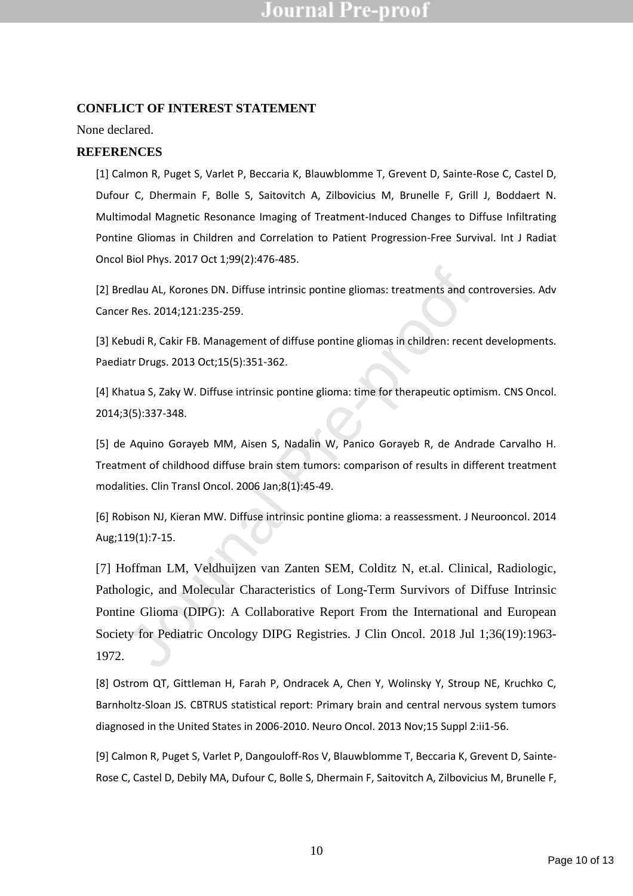## CONFLICT OF INTEREST STATEMENT

None declared.

## REFERENCES

[1] Calmon R, Puget S, Varlet P, Beccaria K, Blauwblomme T, Grevent D, Sainte-Rose C, Castel D, Dufour C, Dhermain F, Bolle S, Saitovitch A, Zilbovicius M, Brunelle F, Grill J, Boddaert N. Multimodal Magnetic Resonance Imaging of Treatment-Induced Changes to Diffuse Infiltrating Pontine Gliomas in Children and Correlation to Patient Progression-Free Survival. Int J Radiat Oncol Biol Phys. 2017 Oct 1;99(2):476-485.

[2] Bredlau AL, Korones DN. Diffuse intrinsic pontine gliomas: treatments and controversies. Adv Cancer Res. 2014;121:235-259.

[3] Kebudi R, Cakir FB. Management of diffuse pontine gliomas in children: recent developments. Paediatr Drugs. 2013 Oct;15(5):351-362.

[4] Khatua S, Zaky W. Diffuse intrinsic pontine glioma: time for therapeutic optimism. CNS Oncol. 2014;3(5):337-348.

[5] de Aquino Gorayeb MM, Aisen S, Nadalin W, Panico Gorayeb R, de Andrade Carvalho H. Treatment of childhood diffuse brain stem tumors: comparison of results in different treatment modalities. Clin Transl Oncol. 2006 Jan;8(1):45-49.

[6] Robison NJ, Kieran MW. Diffuse intrinsic pontine glioma: a reassessment. J Neurooncol. 2014 Aug;119(1):7-15.

[7] Hoffman LM, Veldhuijzen van Zanten SEM, Colditz N, et.al. Clinical, Radiologic, Pathologic, and Molecular Characteristics of Long-Term Survivors of Diffuse Intrinsic Pontine Glioma (DIPG): A Collaborative Report From the International and European Society for Pediatric Oncology DIPG Registries. J Clin Oncol. 2018 Jul 1;36(19):1963-1972.

[8] Ostrom QT, Gittleman H, Farah P, Ondracek A, Chen Y, Wolinsky Y, Stroup NE, Kruchko C, Barnholtz-Sloan JS. CBTRUS statistical report: Primary brain and central nervous system tumors diagnosed in the United States in 2006-2010. Neuro Oncol. 2013 Nov;15 Suppl 2:ii1-56.

[9] Calmon R, Puget S, Varlet P, Dangouloff-Ros V, Blauwblomme T, Beccaria K, Grevent D, Sainte-Rose C, Castel D, Debily MA, Dufour C, Bolle S, Dhermain F, Saitovitch A, Zilbovicius M, Brunelle F,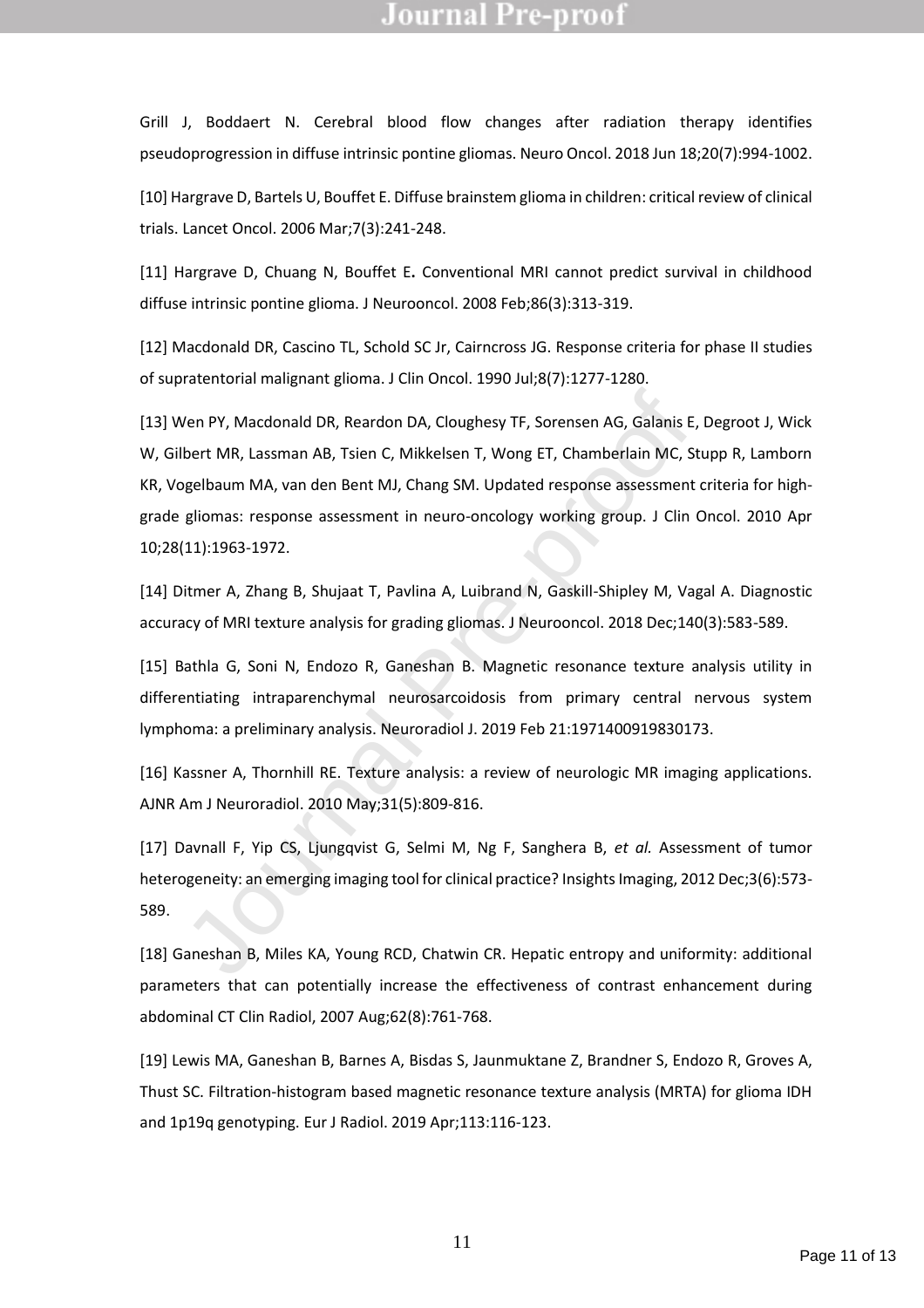Grill J, Boddaert N. Cerebral blood flow changes after radiation therapy identifies pseudoprogression in diffuse intrinsic pontine gliomas. Neuro Oncol. 2018 Jun 18;20(7):994-1002.

[10] Hargrave D, Bartels U, Bouffet E. Diffuse brainstem glioma in children: critical review of clinical trials. Lancet Oncol. 2006 Mar;7(3):241-248.

[11] Hargrave D, Chuang N, Bouffet E**.** Conventional MRI cannot predict survival in childhood diffuse intrinsic pontine glioma. J Neurooncol. 2008 Feb;86(3):313-319.

[12] Macdonald DR, Cascino TL, Schold SC Jr, Cairncross JG. Response criteria for phase II studies of supratentorial malignant glioma. J Clin Oncol. 1990 Jul;8(7):1277-1280.

[13] Wen PY, Macdonald DR, Reardon DA, Cloughesy TF, Sorensen AG, Galanis E, Degroot J, Wick W, Gilbert MR, Lassman AB, Tsien C, Mikkelsen T, Wong ET, Chamberlain MC, Stupp R, Lamborn KR, Vogelbaum MA, van den Bent MJ, Chang SM. Updated response assessment criteria for high-grade gliomas: response assessment in neuro-oncology working group. J Clin Oncol. 2010 Apr 10;28(11):1963-1972.

[14] Ditmer A, Zhang B, Shujaat T, Pavlina A, Luibrand N, Gaskill-Shipley M, Vagal A. Diagnostic accuracy of MRI texture analysis for grading gliomas. J Neurooncol. 2018 Dec;140(3):583-589.

[15] Bathla G, Soni N, Endozo R, Ganeshan B. Magnetic resonance texture analysis utility in differentiating intraparenchymal neurosarcoidosis from primary central nervous system lymphoma: a preliminary analysis. Neuroradiol J. 2019 Feb 21:1971400919830173.

[16] Kassner A, Thornhill RE. Texture analysis: a review of neurologic MR imaging applications. AJNR Am J Neuroradiol. 2010 May;31(5):809-816.

[17] Davnall F, Yip CS, Ljungqvist G, Selmi M, Ng F, Sanghera B, *et al.* Assessment of tumor heterogeneity: an emerging imaging tool for clinical practice? Insights Imaging, 2012 Dec;3(6):573-589.

[18] Ganeshan B, Miles KA, Young RCD, Chatwin CR. Hepatic entropy and uniformity: additional parameters that can potentially increase the effectiveness of contrast enhancement during abdominal CT Clin Radiol, 2007 Aug;62(8):761-768.

[19] Lewis MA, Ganeshan B, Barnes A, Bisdas S, Jaunmuktane Z, Brandner S, Endozo R, Groves A, Thust SC. Filtration-histogram based magnetic resonance texture analysis (MRTA) for glioma IDH and 1p19q genotyping. Eur J Radiol. 2019 Apr;113:116-123.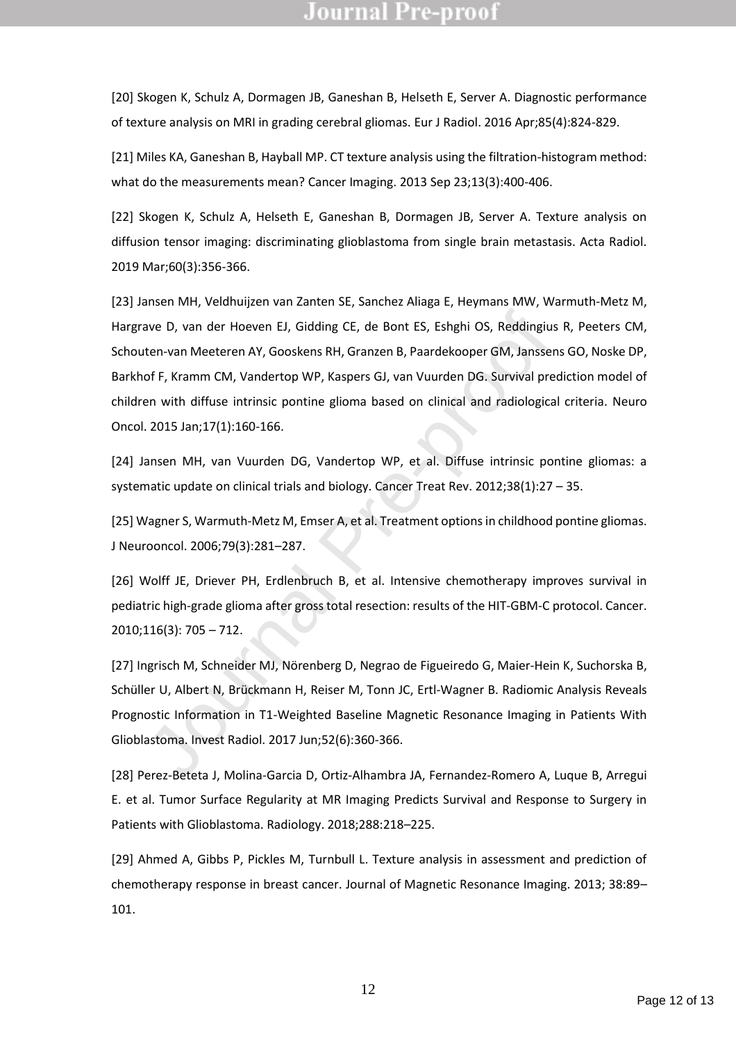[20] Skogen K, Schulz A, Dormagen JB, Ganeshan B, Helseth E, Server A. Diagnostic performance of texture analysis on MRI in grading cerebral gliomas. Eur J Radiol. 2016 Apr;85(4):824-829.

[21] Miles KA, Ganeshan B, Hayball MP. CT texture analysis using the filtration-histogram method: what do the measurements mean? Cancer Imaging. 2013 Sep 23;13(3):400-406.

[22] Skogen K, Schulz A, Helseth E, Ganeshan B, Dormagen JB, Server A. Texture analysis on diffusion tensor imaging: discriminating glioblastoma from single brain metastasis. Acta Radiol. 2019 Mar;60(3):356-366.

[23] Jansen MH, Veldhuijzen van Zanten SE, Sanchez Aliaga E, Heymans MW, Warmuth-Metz M, Hargrave D, van der Hoeven EJ, Gidding CE, de Bont ES, Eshghi OS, Reddingius R, Peeters CM, Schouten-van Meeteren AY, Gooskens RH, Granzen B, Paardekooper GM, Janssens GO, Noske DP, Barkhof F, Kramm CM, Vandertop WP, Kaspers GJ, van Vuurden DG. Survival prediction model of children with diffuse intrinsic pontine glioma based on clinical and radiological criteria. Neuro Oncol. 2015 Jan;17(1):160-166.

[24] Jansen MH, van Vuurden DG, Vandertop WP, et al. Diffuse intrinsic pontine gliomas: a systematic update on clinical trials and biology. Cancer Treat Rev. 2012;38(1):27 – 35.

[25] Wagner S, Warmuth-Metz M, Emser A, et al. Treatment options in childhood pontine gliomas. J Neurooncol. 2006;79(3):281–287.

[26] Wolff JE, Driever PH, Erdlenbruch B, et al. Intensive chemotherapy improves survival in pediatric high-grade glioma after gross total resection: results of the HIT-GBM-C protocol. Cancer. 2010;116(3): 705 – 712.

[27] Ingrisch M, Schneider MJ, Nörenberg D, Negrao de Figueiredo G, Maier-Hein K, Suchorska B, Schüller U, Albert N, Brückmann H, Reiser M, Tonn JC, Ertl-Wagner B. Radiomic Analysis Reveals Prognostic Information in T1-Weighted Baseline Magnetic Resonance Imaging in Patients With Glioblastoma. Invest Radiol. 2017 Jun;52(6):360-366.

[28] Perez-Beteta J, Molina-Garcia D, Ortiz-Alhambra JA, Fernandez-Romero A, Luque B, Arregui E. et al. Tumor Surface Regularity at MR Imaging Predicts Survival and Response to Surgery in Patients with Glioblastoma. Radiology. 2018;288:218–225.

[29] Ahmed A, Gibbs P, Pickles M, Turnbull L. Texture analysis in assessment and prediction of chemotherapy response in breast cancer. Journal of Magnetic Resonance Imaging. 2013; 38:89–101.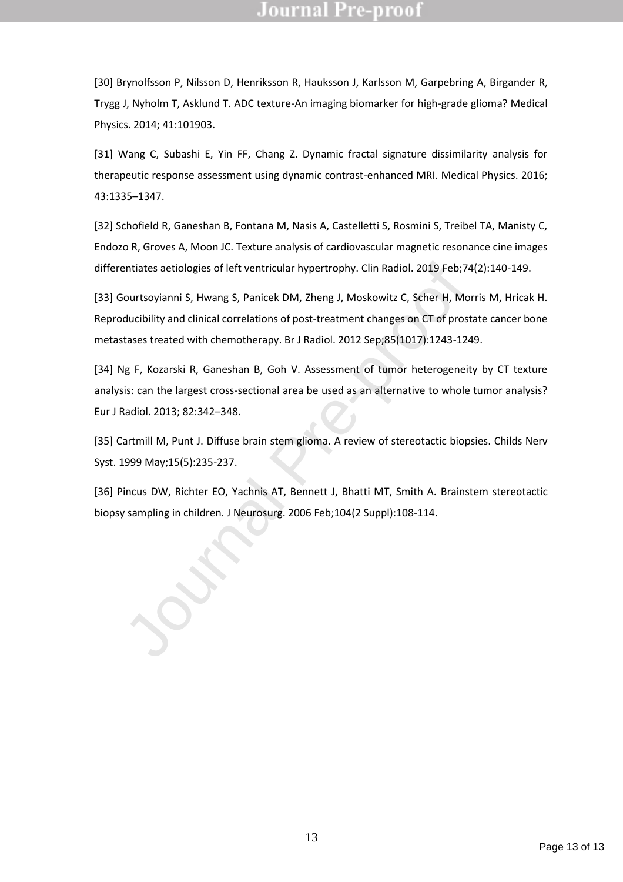[30] Brynolfsson P, Nilsson D, Henriksson R, Hauksson J, Karlsson M, Garpebring A, Birgander R, Trygg J, Nyholm T, Asklund T. ADC texture-An imaging biomarker for high-grade glioma? Medical Physics. 2014; 41:101903.

[31] Wang C, Subashi E, Yin FF, Chang Z. Dynamic fractal signature dissimilarity analysis for therapeutic response assessment using dynamic contrast-enhanced MRI. Medical Physics. 2016; 43:1335–1347.

[32] Schofield R, Ganeshan B, Fontana M, Nasis A, Castelletti S, Rosmini S, Treibel TA, Manisty C, Endozo R, Groves A, Moon JC. Texture analysis of cardiovascular magnetic resonance cine images differentiates aetiologies of left ventricular hypertrophy. Clin Radiol. 2019 Feb;74(2):140-149.

[33] Gourtsoyianni S, Hwang S, Panicek DM, Zheng J, Moskowitz C, Scher H, Morris M, Hricak H. Reproducibility and clinical correlations of post-treatment changes on CT of prostate cancer bone metastases treated with chemotherapy. Br J Radiol. 2012 Sep;85(1017):1243-1249.

[34] Ng F, Kozarski R, Ganeshan B, Goh V. Assessment of tumor heterogeneity by CT texture analysis: can the largest cross-sectional area be used as an alternative to whole tumor analysis? Eur J Radiol. 2013; 82:342–348.

[35] Cartmill M, Punt J. Diffuse brain stem glioma. A review of stereotactic biopsies. Childs Nerv Syst. 1999 May;15(5):235-237.

[36] Pincus DW, Richter EO, Yachnis AT, Bennett J, Bhatti MT, Smith A. Brainstem stereotactic biopsy sampling in children. J Neurosurg. 2006 Feb;104(2 Suppl):108-114.